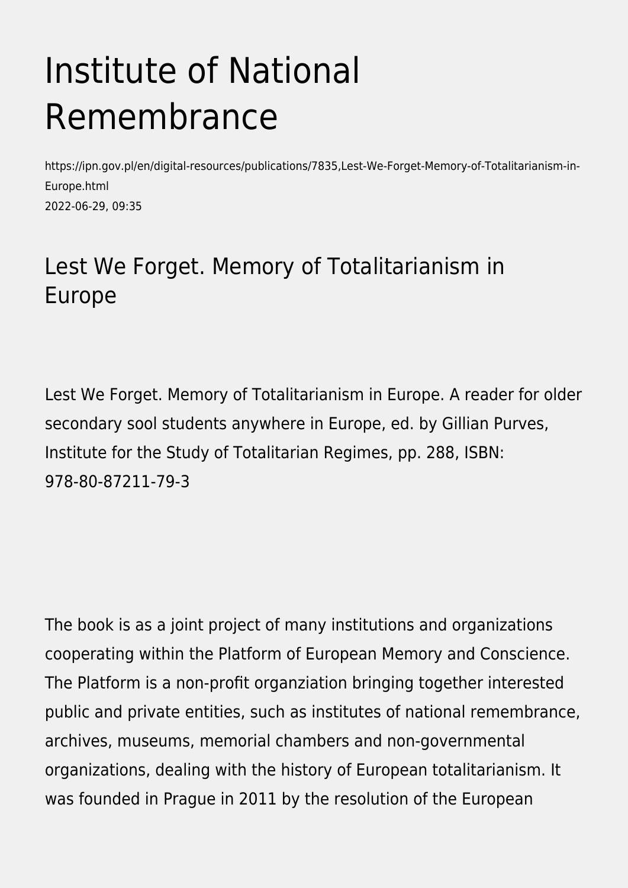# Institute of National Remembrance

https://ipn.gov.pl/en/digital-resources/publications/7835,Lest-We-Forget-Memory-of-Totalitarianism-in-Europe.html
2022-06-29, 09:35

## Lest We Forget. Memory of Totalitarianism in Europe

Lest We Forget. Memory of Totalitarianism in Europe. A reader for older secondary sool students anywhere in Europe, ed. by Gillian Purves, Institute for the Study of Totalitarian Regimes, pp. 288, ISBN: 978-80-87211-79-3

The book is as a joint project of many institutions and organizations cooperating within the Platform of European Memory and Conscience. The Platform is a non-profit organziation bringing together interested public and private entities, such as institutes of national remembrance, archives, museums, memorial chambers and non-governmental organizations, dealing with the history of European totalitarianism. It was founded in Prague in 2011 by the resolution of the European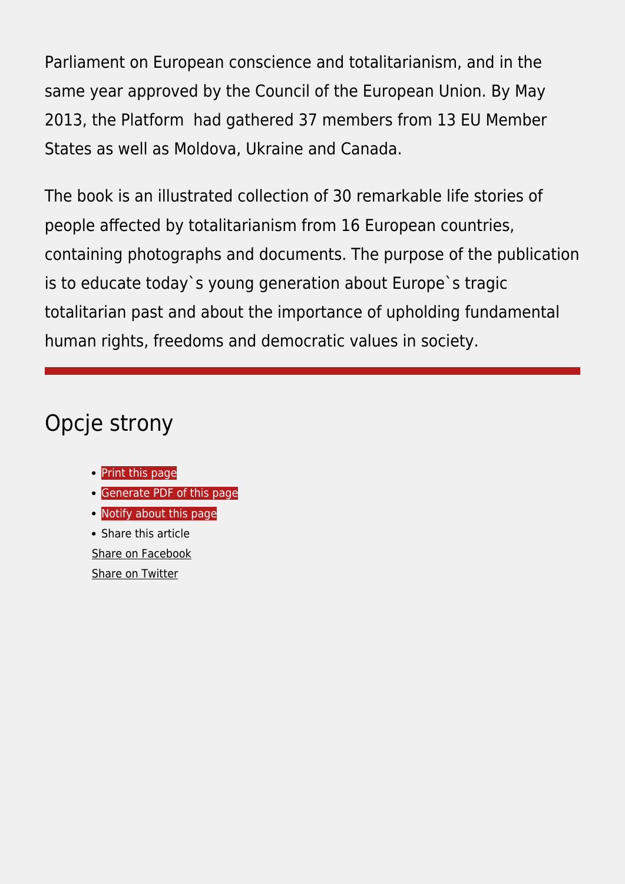Parliament on European conscience and totalitarianism, and in the same year approved by the Council of the European Union. By May 2013, the Platform  had gathered 37 members from 13 EU Member States as well as Moldova, Ukraine and Canada.

The book is an illustrated collection of 30 remarkable life stories of people affected by totalitarianism from 16 European countries, containing photographs and documents. The purpose of the publication is to educate today`s young generation about Europe`s tragic totalitarian past and about the importance of upholding fundamental human rights, freedoms and democratic values in society.

---

## Opcje strony

- Print this page
- Generate PDF of this page
- Notify about this page
- Share this article

  Share on Facebook

  Share on Twitter